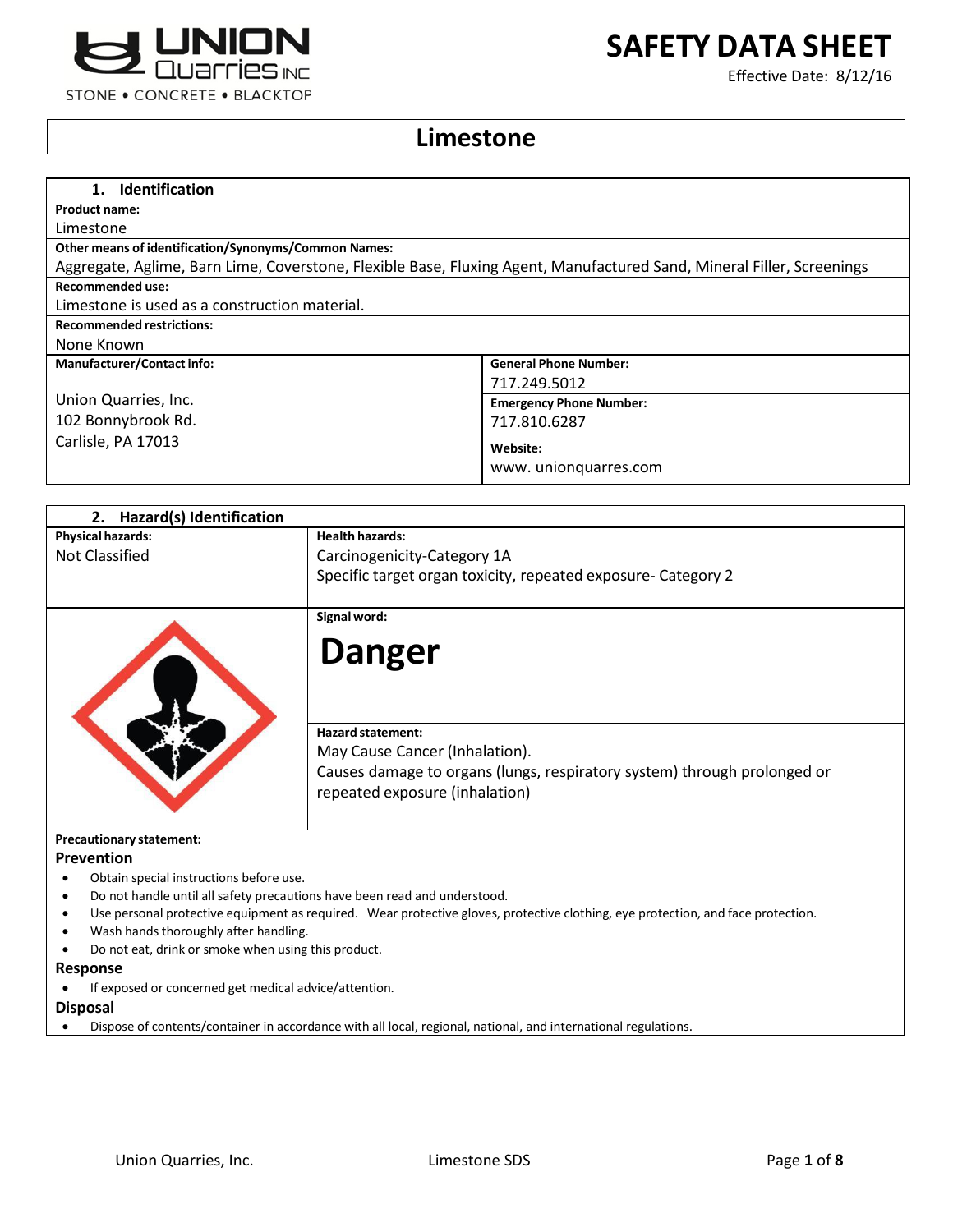# SAFETY DATA SHEET

Effective Date: 8/12/16

## Limestone

### 1. Identification

**Product name:**
Limestone

**Other means of identification/Synonyms/Common Names:**
Aggregate, Aglime, Barn Lime, Coverstone, Flexible Base, Fluxing Agent, Manufactured Sand, Mineral Filler, Screenings

**Recommended use:**
Limestone is used as a construction material.

**Recommended restrictions:**
None Known

| **Manufacturer/Contact info:** | **General Phone Number:** 717.249.5012 |
|---|---|
| Union Quarries, Inc.<br>102 Bonnybrook Rd.<br>Carlisle, PA 17013 | **Emergency Phone Number:** 717.810.6287 |
| | **Website:** www. unionquarres.com |

### 2. Hazard(s) Identification

| **Physical hazards:** | **Health hazards:** |
|---|---|
| Not Classified | Carcinogenicity-Category 1A<br>Specific target organ toxicity, repeated exposure- Category 2 |

**Signal word:**

**Danger**

**Hazard statement:**
May Cause Cancer (Inhalation).
Causes damage to organs (lungs, respiratory system) through prolonged or repeated exposure (inhalation)

**Precautionary statement:**

**Prevention**

- Obtain special instructions before use.
- Do not handle until all safety precautions have been read and understood.
- Use personal protective equipment as required. Wear protective gloves, protective clothing, eye protection, and face protection.
- Wash hands thoroughly after handling.
- Do not eat, drink or smoke when using this product.

**Response**

- If exposed or concerned get medical advice/attention.

**Disposal**

- Dispose of contents/container in accordance with all local, regional, national, and international regulations.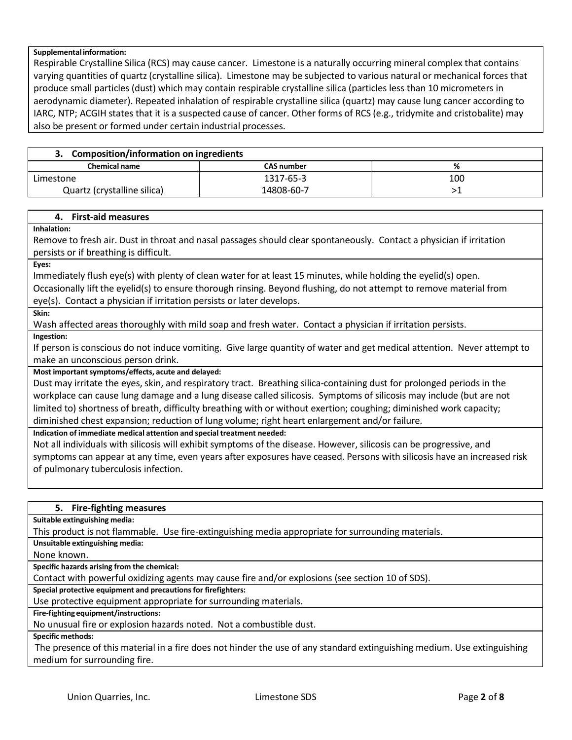**Supplemental information:**

Respirable Crystalline Silica (RCS) may cause cancer. Limestone is a naturally occurring mineral complex that contains varying quantities of quartz (crystalline silica). Limestone may be subjected to various natural or mechanical forces that produce small particles (dust) which may contain respirable crystalline silica (particles less than 10 micrometers in aerodynamic diameter). Repeated inhalation of respirable crystalline silica (quartz) may cause lung cancer according to IARC, NTP; ACGIH states that it is a suspected cause of cancer. Other forms of RCS (e.g., tridymite and cristobalite) may also be present or formed under certain industrial processes.

## 3. Composition/information on ingredients

| Chemical name | CAS number | % |
|---|---|---|
| Limestone | 1317-65-3 | 100 |
| Quartz (crystalline silica) | 14808-60-7 | >1 |

## 4. First-aid measures

**Inhalation:**

Remove to fresh air. Dust in throat and nasal passages should clear spontaneously. Contact a physician if irritation persists or if breathing is difficult.

**Eyes:**

Immediately flush eye(s) with plenty of clean water for at least 15 minutes, while holding the eyelid(s) open. Occasionally lift the eyelid(s) to ensure thorough rinsing. Beyond flushing, do not attempt to remove material from eye(s). Contact a physician if irritation persists or later develops.

**Skin:**

Wash affected areas thoroughly with mild soap and fresh water. Contact a physician if irritation persists.

**Ingestion:**

If person is conscious do not induce vomiting. Give large quantity of water and get medical attention. Never attempt to make an unconscious person drink.

**Most important symptoms/effects, acute and delayed:**

Dust may irritate the eyes, skin, and respiratory tract. Breathing silica-containing dust for prolonged periods in the workplace can cause lung damage and a lung disease called silicosis. Symptoms of silicosis may include (but are not limited to) shortness of breath, difficulty breathing with or without exertion; coughing; diminished work capacity; diminished chest expansion; reduction of lung volume; right heart enlargement and/or failure.

**Indication of immediate medical attention and special treatment needed:**

Not all individuals with silicosis will exhibit symptoms of the disease. However, silicosis can be progressive, and symptoms can appear at any time, even years after exposures have ceased. Persons with silicosis have an increased risk of pulmonary tuberculosis infection.

## 5. Fire-fighting measures

**Suitable extinguishing media:**

This product is not flammable. Use fire-extinguishing media appropriate for surrounding materials.

**Unsuitable extinguishing media:**

None known.

**Specific hazards arising from the chemical:**

Contact with powerful oxidizing agents may cause fire and/or explosions (see section 10 of SDS).

**Special protective equipment and precautions for firefighters:**

Use protective equipment appropriate for surrounding materials.

**Fire-fighting equipment/instructions:**

No unusual fire or explosion hazards noted. Not a combustible dust.

**Specific methods:**

The presence of this material in a fire does not hinder the use of any standard extinguishing medium. Use extinguishing medium for surrounding fire.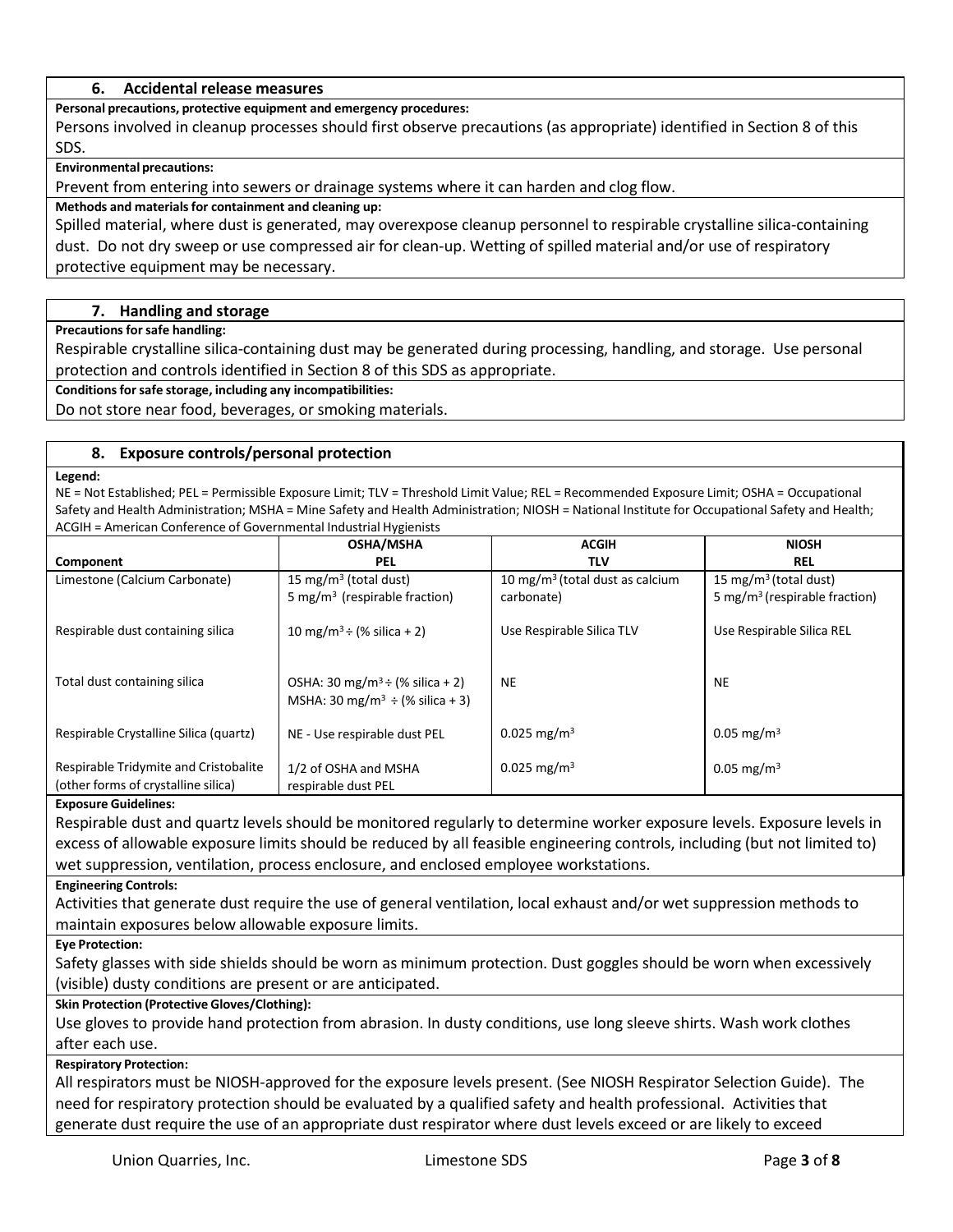## 6. Accidental release measures

**Personal precautions, protective equipment and emergency procedures:**

Persons involved in cleanup processes should first observe precautions (as appropriate) identified in Section 8 of this SDS.

**Environmental precautions:**

Prevent from entering into sewers or drainage systems where it can harden and clog flow.

**Methods and materials for containment and cleaning up:**

Spilled material, where dust is generated, may overexpose cleanup personnel to respirable crystalline silica-containing dust. Do not dry sweep or use compressed air for clean-up. Wetting of spilled material and/or use of respiratory protective equipment may be necessary.

## 7. Handling and storage

**Precautions for safe handling:**

Respirable crystalline silica-containing dust may be generated during processing, handling, and storage. Use personal protection and controls identified in Section 8 of this SDS as appropriate.

**Conditions for safe storage, including any incompatibilities:**

Do not store near food, beverages, or smoking materials.

## 8. Exposure controls/personal protection

**Legend:**

NE = Not Established; PEL = Permissible Exposure Limit; TLV = Threshold Limit Value; REL = Recommended Exposure Limit; OSHA = Occupational Safety and Health Administration; MSHA = Mine Safety and Health Administration; NIOSH = National Institute for Occupational Safety and Health; ACGIH = American Conference of Governmental Industrial Hygienists

| Component | OSHA/MSHA PEL | ACGIH TLV | NIOSH REL |
|---|---|---|---|
| Limestone (Calcium Carbonate) | 15 mg/m$^3$ (total dust)<br>5 mg/m$^3$ (respirable fraction) | 10 mg/m$^3$ (total dust as calcium carbonate) | 15 mg/m$^3$ (total dust)<br>5 mg/m$^3$ (respirable fraction) |
| Respirable dust containing silica | 10 mg/m$^3$ ÷ (% silica + 2) | Use Respirable Silica TLV | Use Respirable Silica REL |
| Total dust containing silica | OSHA: 30 mg/m$^3$ ÷ (% silica + 2)<br>MSHA: 30 mg/m$^3$ ÷ (% silica + 3) | NE | NE |
| Respirable Crystalline Silica (quartz) | NE - Use respirable dust PEL | 0.025 mg/m$^3$ | 0.05 mg/m$^3$ |
| Respirable Tridymite and Cristobalite (other forms of crystalline silica) | 1/2 of OSHA and MSHA respirable dust PEL | 0.025 mg/m$^3$ | 0.05 mg/m$^3$ |

**Exposure Guidelines:**

Respirable dust and quartz levels should be monitored regularly to determine worker exposure levels. Exposure levels in excess of allowable exposure limits should be reduced by all feasible engineering controls, including (but not limited to) wet suppression, ventilation, process enclosure, and enclosed employee workstations.

**Engineering Controls:**

Activities that generate dust require the use of general ventilation, local exhaust and/or wet suppression methods to maintain exposures below allowable exposure limits.

**Eye Protection:**

Safety glasses with side shields should be worn as minimum protection. Dust goggles should be worn when excessively (visible) dusty conditions are present or are anticipated.

**Skin Protection (Protective Gloves/Clothing):**

Use gloves to provide hand protection from abrasion. In dusty conditions, use long sleeve shirts. Wash work clothes after each use.

**Respiratory Protection:**

All respirators must be NIOSH-approved for the exposure levels present. (See NIOSH Respirator Selection Guide). The need for respiratory protection should be evaluated by a qualified safety and health professional. Activities that generate dust require the use of an appropriate dust respirator where dust levels exceed or are likely to exceed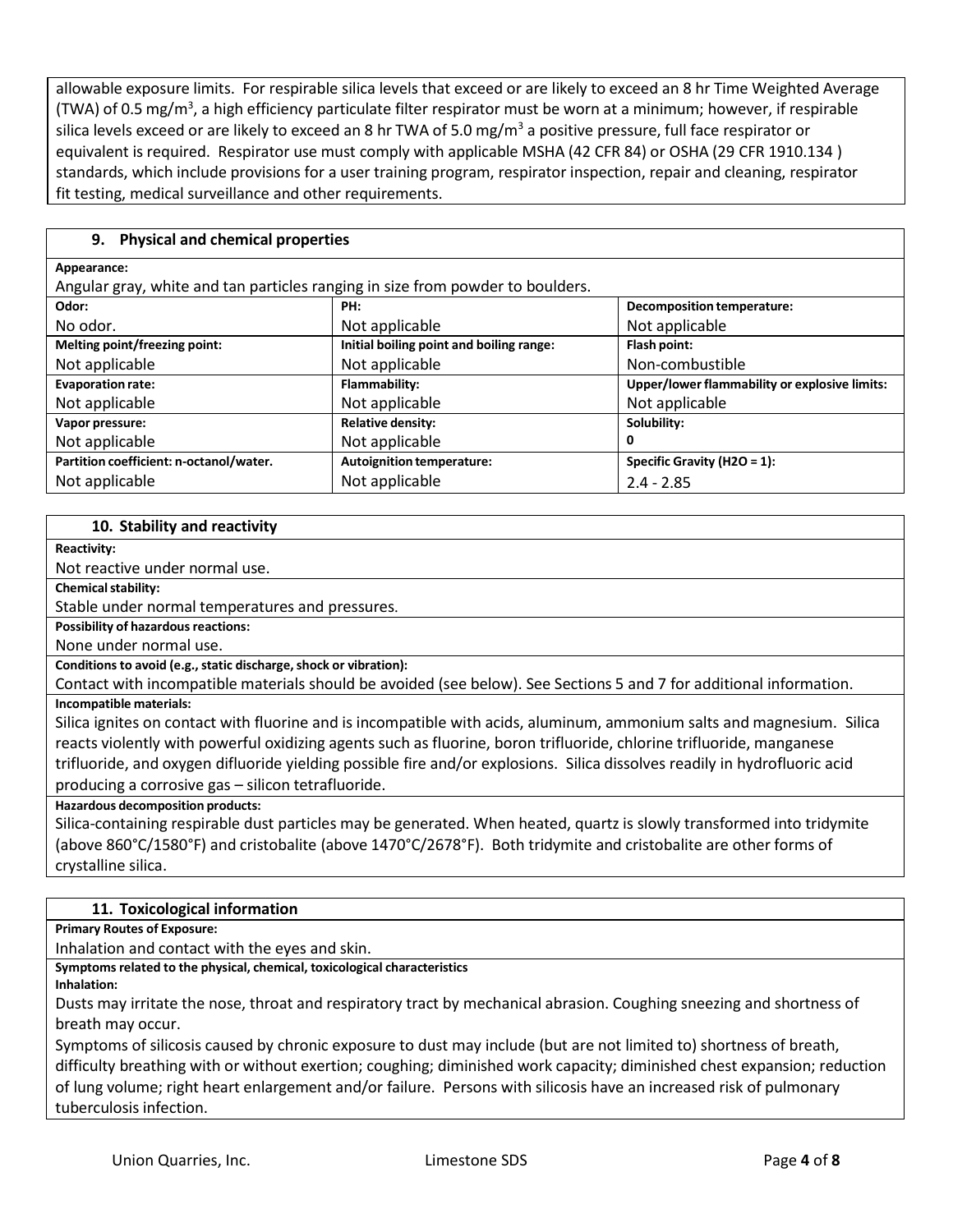allowable exposure limits. For respirable silica levels that exceed or are likely to exceed an 8 hr Time Weighted Average (TWA) of 0.5 mg/m$^3$, a high efficiency particulate filter respirator must be worn at a minimum; however, if respirable silica levels exceed or are likely to exceed an 8 hr TWA of 5.0 mg/m$^3$ a positive pressure, full face respirator or equivalent is required. Respirator use must comply with applicable MSHA (42 CFR 84) or OSHA (29 CFR 1910.134 ) standards, which include provisions for a user training program, respirator inspection, repair and cleaning, respirator fit testing, medical surveillance and other requirements.

## 9. Physical and chemical properties

**Appearance:**

Angular gray, white and tan particles ranging in size from powder to boulders.

| **Odor:** | **PH:** | **Decomposition temperature:** |
|---|---|---|
| No odor. | Not applicable | Not applicable |
| **Melting point/freezing point:** | **Initial boiling point and boiling range:** | **Flash point:** |
| Not applicable | Not applicable | Non-combustible |
| **Evaporation rate:** | **Flammability:** | **Upper/lower flammability or explosive limits:** |
| Not applicable | Not applicable | Not applicable |
| **Vapor pressure:** | **Relative density:** | **Solubility:** |
| Not applicable | Not applicable | 0 |
| **Partition coefficient: n-octanol/water.** | **Autoignition temperature:** | **Specific Gravity ($H2O$ = 1):** |
| Not applicable | Not applicable | 2.4 - 2.85 |

## 10. Stability and reactivity

**Reactivity:**

Not reactive under normal use.

**Chemical stability:**

Stable under normal temperatures and pressures.

**Possibility of hazardous reactions:**

None under normal use.

**Conditions to avoid (e.g., static discharge, shock or vibration):**

Contact with incompatible materials should be avoided (see below). See Sections 5 and 7 for additional information.

**Incompatible materials:**

Silica ignites on contact with fluorine and is incompatible with acids, aluminum, ammonium salts and magnesium. Silica reacts violently with powerful oxidizing agents such as fluorine, boron trifluoride, chlorine trifluoride, manganese trifluoride, and oxygen difluoride yielding possible fire and/or explosions. Silica dissolves readily in hydrofluoric acid producing a corrosive gas – silicon tetrafluoride.

**Hazardous decomposition products:**

Silica-containing respirable dust particles may be generated. When heated, quartz is slowly transformed into tridymite (above 860°C/1580°F) and cristobalite (above 1470°C/2678°F). Both tridymite and cristobalite are other forms of crystalline silica.

## 11. Toxicological information

**Primary Routes of Exposure:**

Inhalation and contact with the eyes and skin.

**Symptoms related to the physical, chemical, toxicological characteristics**

**Inhalation:**

Dusts may irritate the nose, throat and respiratory tract by mechanical abrasion. Coughing sneezing and shortness of breath may occur.

Symptoms of silicosis caused by chronic exposure to dust may include (but are not limited to) shortness of breath, difficulty breathing with or without exertion; coughing; diminished work capacity; diminished chest expansion; reduction of lung volume; right heart enlargement and/or failure. Persons with silicosis have an increased risk of pulmonary tuberculosis infection.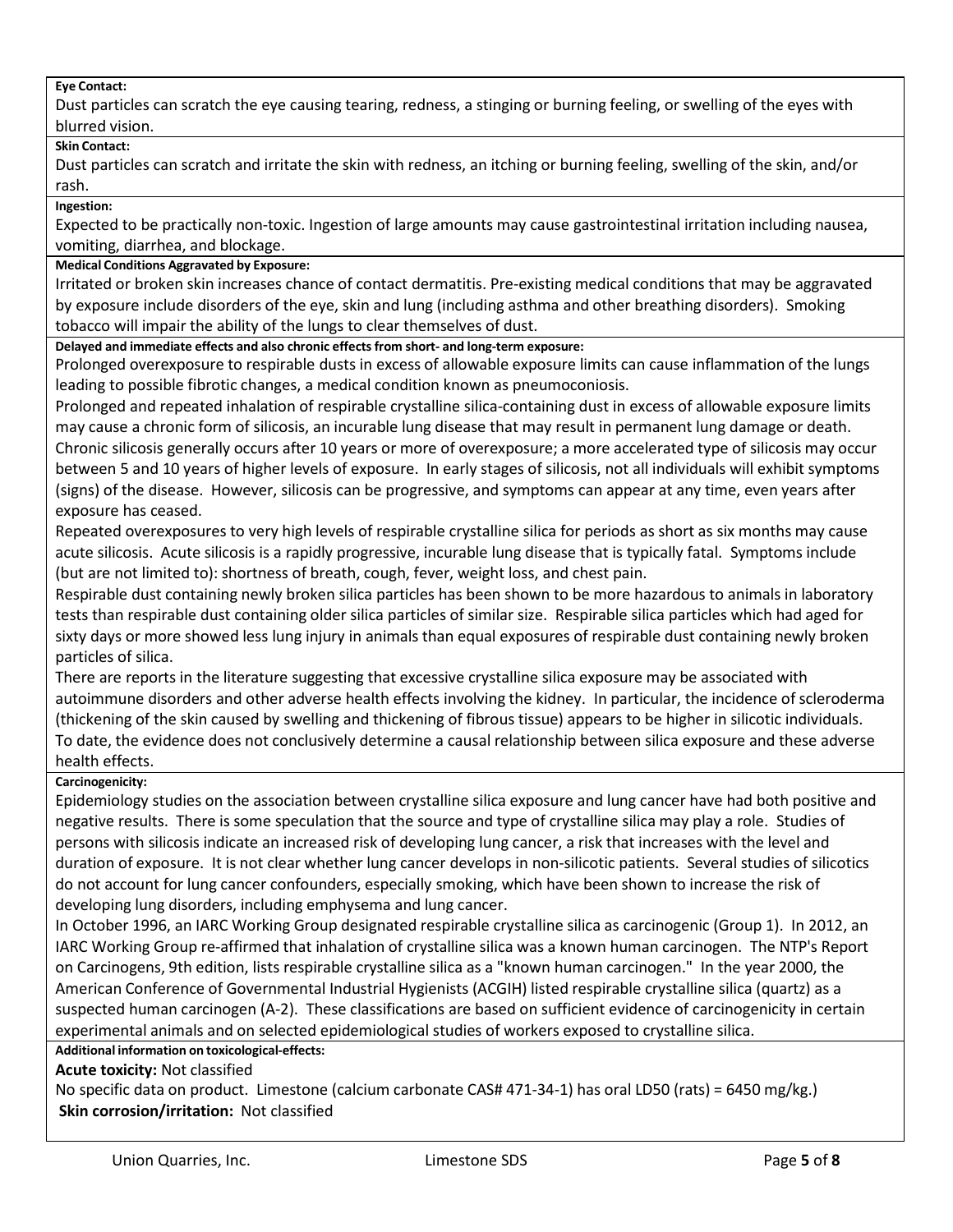**Eye Contact:**

Dust particles can scratch the eye causing tearing, redness, a stinging or burning feeling, or swelling of the eyes with blurred vision.

**Skin Contact:**

Dust particles can scratch and irritate the skin with redness, an itching or burning feeling, swelling of the skin, and/or rash.

**Ingestion:**

Expected to be practically non-toxic. Ingestion of large amounts may cause gastrointestinal irritation including nausea, vomiting, diarrhea, and blockage.

**Medical Conditions Aggravated by Exposure:**

Irritated or broken skin increases chance of contact dermatitis. Pre-existing medical conditions that may be aggravated by exposure include disorders of the eye, skin and lung (including asthma and other breathing disorders). Smoking tobacco will impair the ability of the lungs to clear themselves of dust.

**Delayed and immediate effects and also chronic effects from short- and long-term exposure:**

Prolonged overexposure to respirable dusts in excess of allowable exposure limits can cause inflammation of the lungs leading to possible fibrotic changes, a medical condition known as pneumoconiosis.

Prolonged and repeated inhalation of respirable crystalline silica-containing dust in excess of allowable exposure limits may cause a chronic form of silicosis, an incurable lung disease that may result in permanent lung damage or death. Chronic silicosis generally occurs after 10 years or more of overexposure; a more accelerated type of silicosis may occur between 5 and 10 years of higher levels of exposure. In early stages of silicosis, not all individuals will exhibit symptoms (signs) of the disease. However, silicosis can be progressive, and symptoms can appear at any time, even years after exposure has ceased.

Repeated overexposures to very high levels of respirable crystalline silica for periods as short as six months may cause acute silicosis. Acute silicosis is a rapidly progressive, incurable lung disease that is typically fatal. Symptoms include (but are not limited to): shortness of breath, cough, fever, weight loss, and chest pain.

Respirable dust containing newly broken silica particles has been shown to be more hazardous to animals in laboratory tests than respirable dust containing older silica particles of similar size. Respirable silica particles which had aged for sixty days or more showed less lung injury in animals than equal exposures of respirable dust containing newly broken particles of silica.

There are reports in the literature suggesting that excessive crystalline silica exposure may be associated with autoimmune disorders and other adverse health effects involving the kidney. In particular, the incidence of scleroderma (thickening of the skin caused by swelling and thickening of fibrous tissue) appears to be higher in silicotic individuals. To date, the evidence does not conclusively determine a causal relationship between silica exposure and these adverse health effects.

**Carcinogenicity:**

Epidemiology studies on the association between crystalline silica exposure and lung cancer have had both positive and negative results. There is some speculation that the source and type of crystalline silica may play a role. Studies of persons with silicosis indicate an increased risk of developing lung cancer, a risk that increases with the level and duration of exposure. It is not clear whether lung cancer develops in non-silicotic patients. Several studies of silicotics do not account for lung cancer confounders, especially smoking, which have been shown to increase the risk of developing lung disorders, including emphysema and lung cancer.

In October 1996, an IARC Working Group designated respirable crystalline silica as carcinogenic (Group 1). In 2012, an IARC Working Group re-affirmed that inhalation of crystalline silica was a known human carcinogen. The NTP's Report on Carcinogens, 9th edition, lists respirable crystalline silica as a "known human carcinogen." In the year 2000, the American Conference of Governmental Industrial Hygienists (ACGIH) listed respirable crystalline silica (quartz) as a suspected human carcinogen (A-2). These classifications are based on sufficient evidence of carcinogenicity in certain experimental animals and on selected epidemiological studies of workers exposed to crystalline silica.

**Additional information on toxicological-effects:**

**Acute toxicity:** Not classified

No specific data on product. Limestone (calcium carbonate CAS# 471-34-1) has oral LD50 (rats) = 6450 mg/kg.)

**Skin corrosion/irritation:** Not classified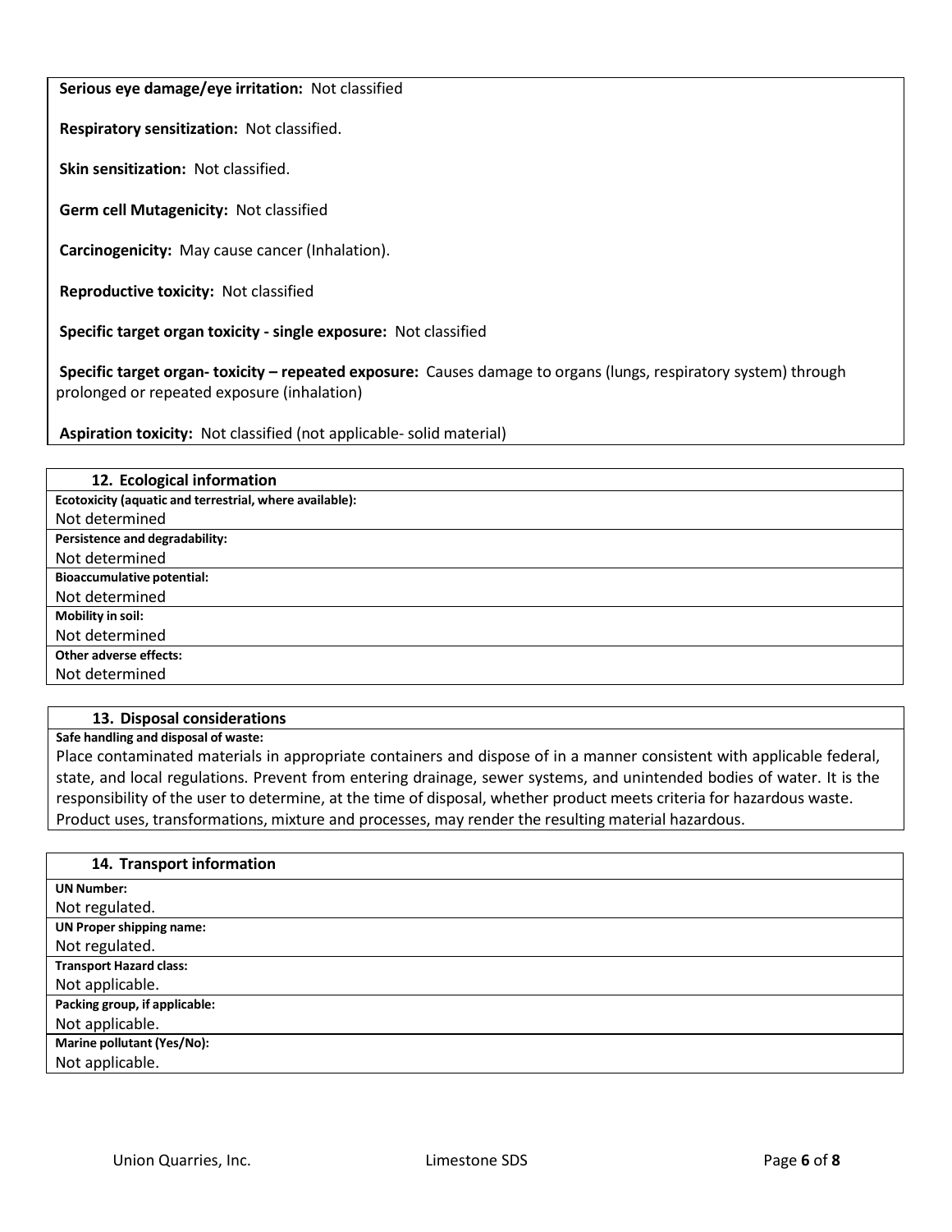**Serious eye damage/eye irritation:** Not classified

**Respiratory sensitization:** Not classified.

**Skin sensitization:** Not classified.

**Germ cell Mutagenicity:** Not classified

**Carcinogenicity:** May cause cancer (Inhalation).

**Reproductive toxicity:** Not classified

**Specific target organ toxicity - single exposure:** Not classified

**Specific target organ- toxicity – repeated exposure:** Causes damage to organs (lungs, respiratory system) through prolonged or repeated exposure (inhalation)

**Aspiration toxicity:** Not classified (not applicable- solid material)

## 12. Ecological information

**Ecotoxicity (aquatic and terrestrial, where available):**
Not determined

**Persistence and degradability:**
Not determined

**Bioaccumulative potential:**
Not determined

**Mobility in soil:**
Not determined

**Other adverse effects:**
Not determined

## 13. Disposal considerations

**Safe handling and disposal of waste:**
Place contaminated materials in appropriate containers and dispose of in a manner consistent with applicable federal, state, and local regulations. Prevent from entering drainage, sewer systems, and unintended bodies of water. It is the responsibility of the user to determine, at the time of disposal, whether product meets criteria for hazardous waste. Product uses, transformations, mixture and processes, may render the resulting material hazardous.

## 14. Transport information

**UN Number:**
Not regulated.

**UN Proper shipping name:**
Not regulated.

**Transport Hazard class:**
Not applicable.

**Packing group, if applicable:**
Not applicable.

**Marine pollutant (Yes/No):**
Not applicable.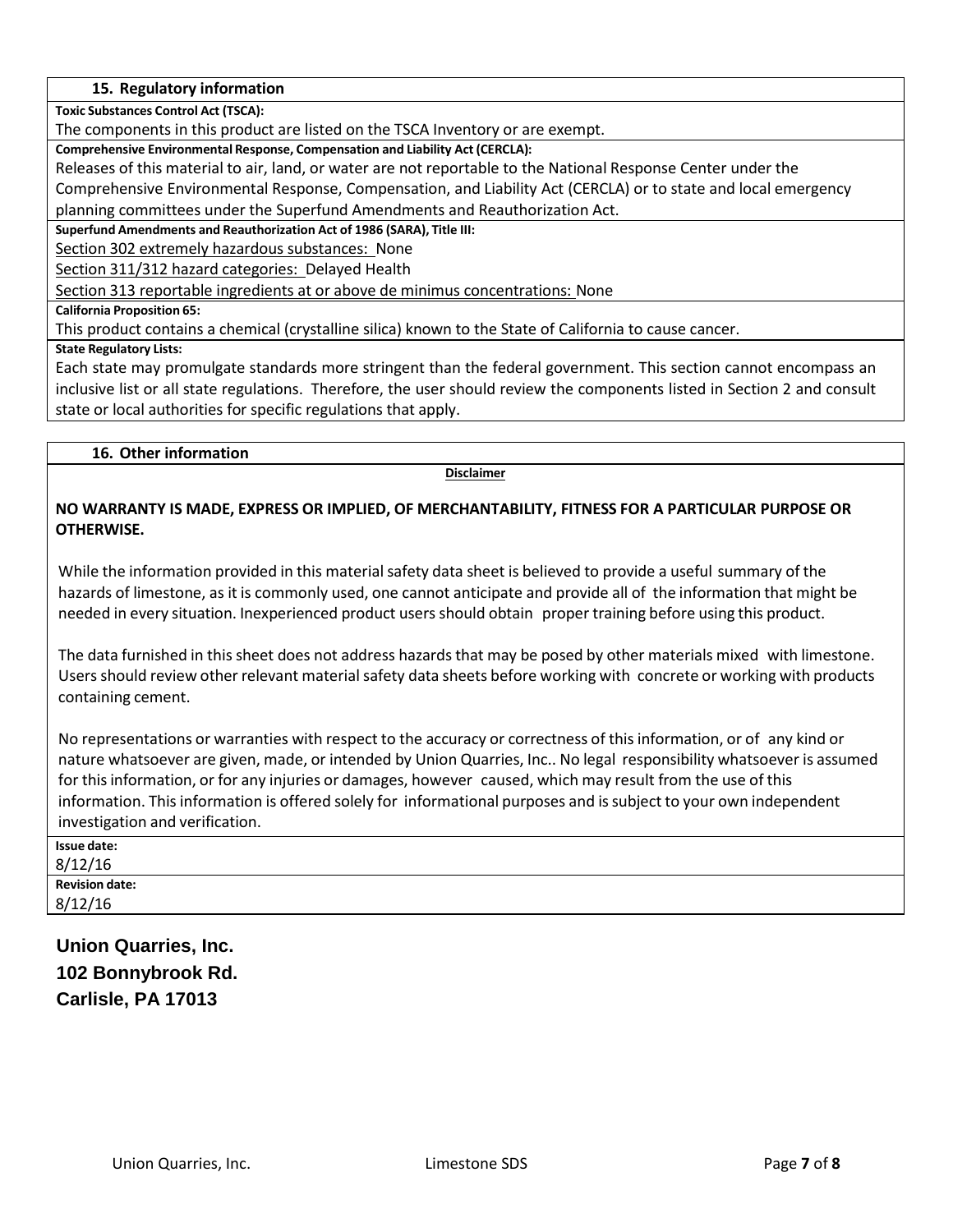## 15. Regulatory information

**Toxic Substances Control Act (TSCA):**

The components in this product are listed on the TSCA Inventory or are exempt.

**Comprehensive Environmental Response, Compensation and Liability Act (CERCLA):**

Releases of this material to air, land, or water are not reportable to the National Response Center under the Comprehensive Environmental Response, Compensation, and Liability Act (CERCLA) or to state and local emergency planning committees under the Superfund Amendments and Reauthorization Act.

**Superfund Amendments and Reauthorization Act of 1986 (SARA), Title III:**

Section 302 extremely hazardous substances: None

Section 311/312 hazard categories: Delayed Health

Section 313 reportable ingredients at or above de minimus concentrations: None

**California Proposition 65:**

This product contains a chemical (crystalline silica) known to the State of California to cause cancer.

**State Regulatory Lists:**

Each state may promulgate standards more stringent than the federal government. This section cannot encompass an inclusive list or all state regulations. Therefore, the user should review the components listed in Section 2 and consult state or local authorities for specific regulations that apply.

## 16. Other information

**Disclaimer**

**NO WARRANTY IS MADE, EXPRESS OR IMPLIED, OF MERCHANTABILITY, FITNESS FOR A PARTICULAR PURPOSE OR OTHERWISE.**

While the information provided in this material safety data sheet is believed to provide a useful summary of the hazards of limestone, as it is commonly used, one cannot anticipate and provide all of the information that might be needed in every situation. Inexperienced product users should obtain proper training before using this product.

The data furnished in this sheet does not address hazards that may be posed by other materials mixed with limestone. Users should review other relevant material safety data sheets before working with concrete or working with products containing cement.

No representations or warranties with respect to the accuracy or correctness of this information, or of any kind or nature whatsoever are given, made, or intended by Union Quarries, Inc.. No legal responsibility whatsoever is assumed for this information, or for any injuries or damages, however caused, which may result from the use of this information. This information is offered solely for informational purposes and is subject to your own independent investigation and verification.

**Issue date:**

8/12/16

**Revision date:**

8/12/16

**Union Quarries, Inc.**
**102 Bonnybrook Rd.**
**Carlisle, PA 17013**